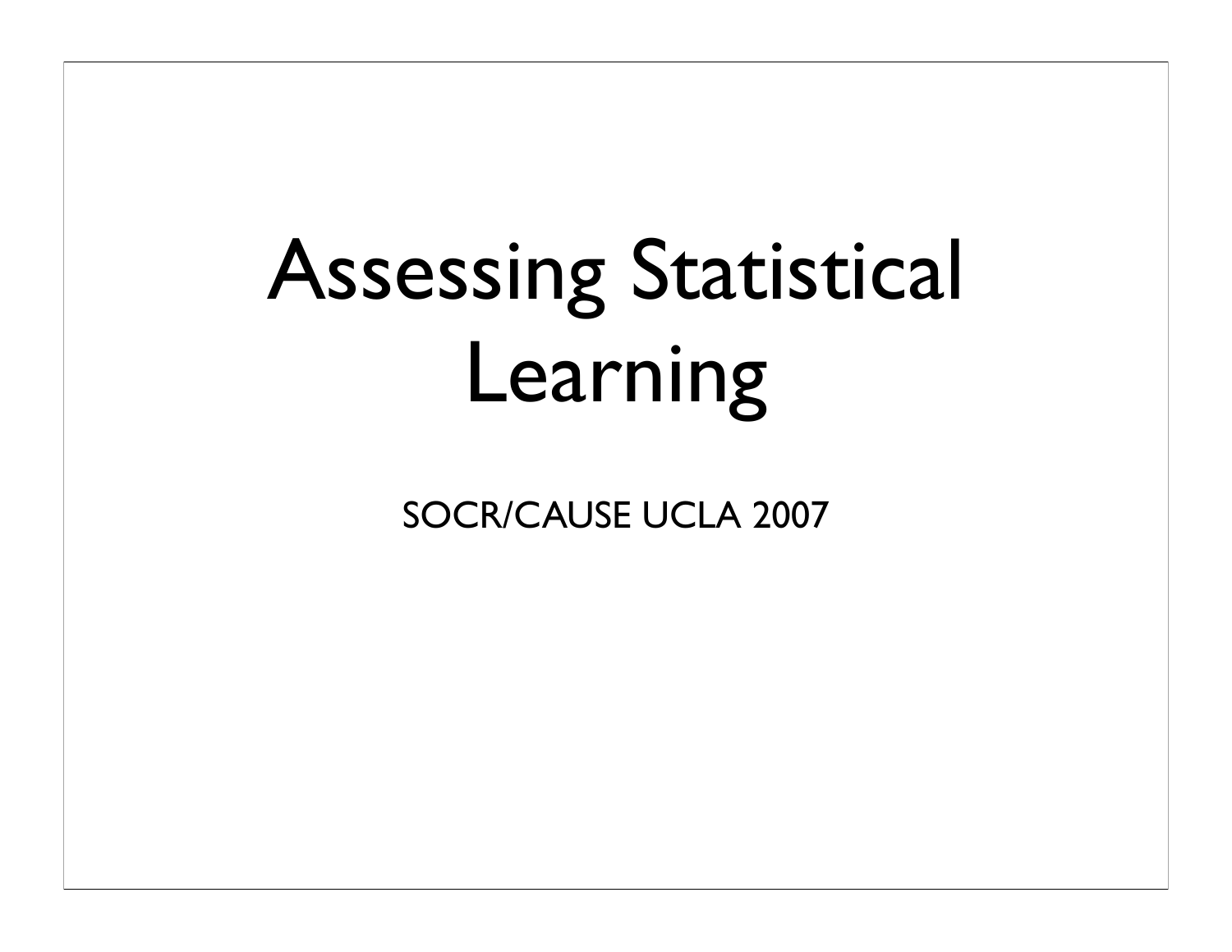# Assessing Statistical Learning

SOCR/CAUSE UCLA 2007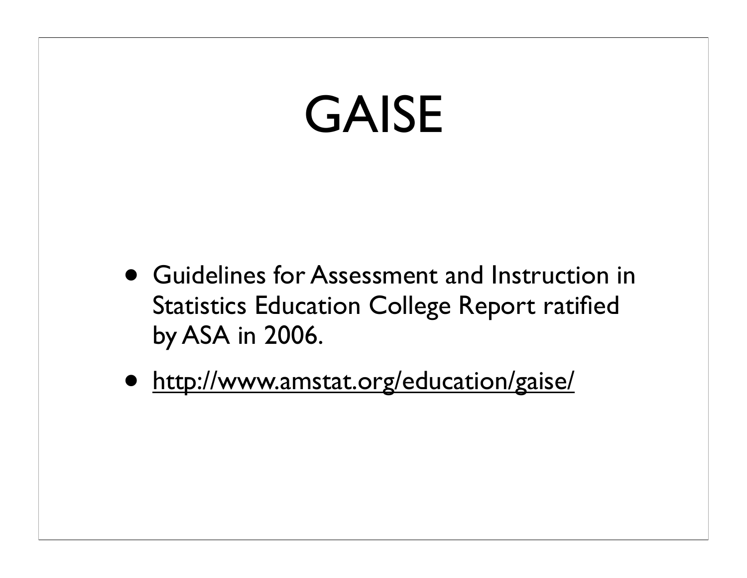# GAISE

- Guidelines for Assessment and Instruction in Statistics Education College Report ratified by ASA in 2006.
- http://www.amstat.org/education/gaise/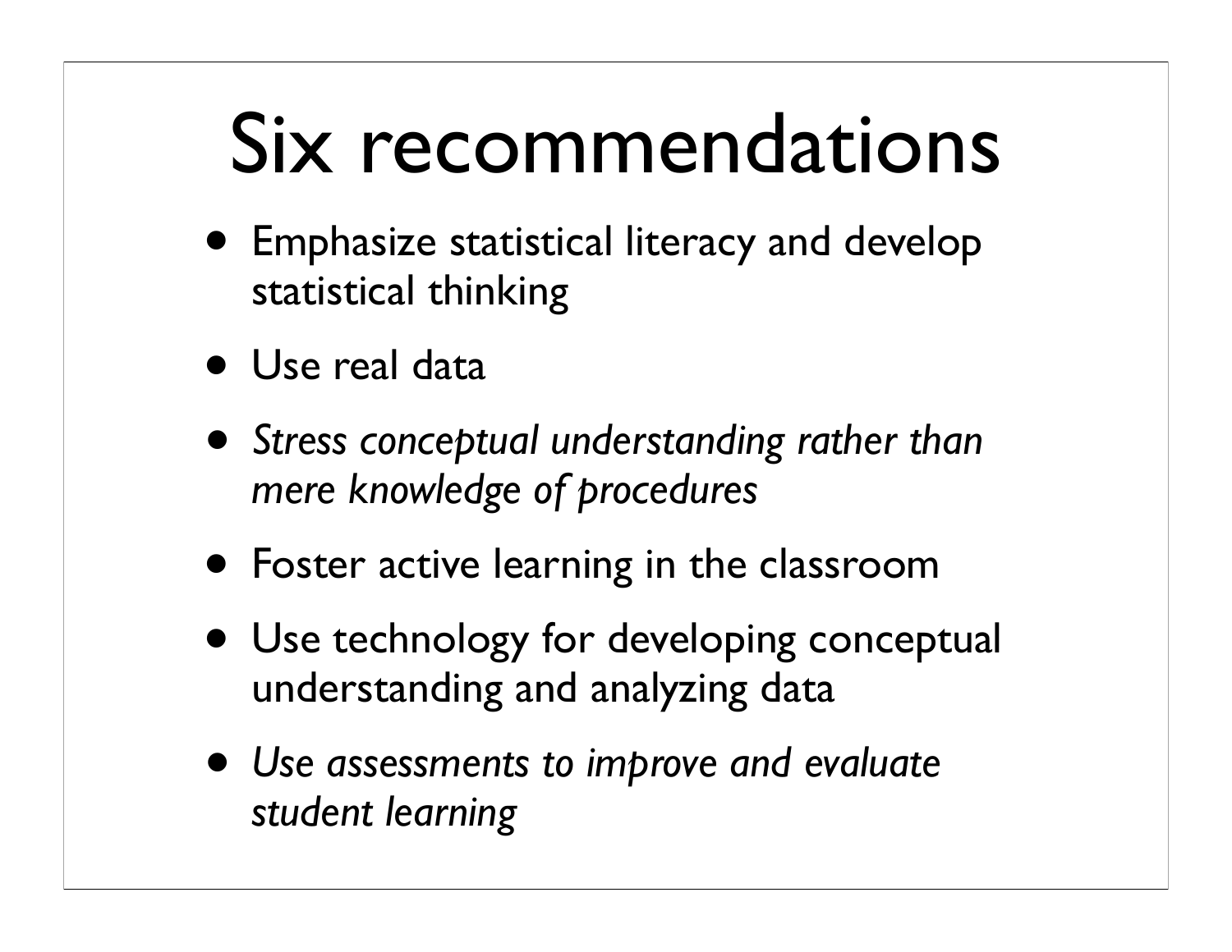# Six recommendations

- Emphasize statistical literacy and develop statistical thinking
- Use real data
- *Stress conceptual understanding rather than mere knowledge of procedures*
- Foster active learning in the classroom
- Use technology for developing conceptual understanding and analyzing data
- *Use assessments to improve and evaluate student learning*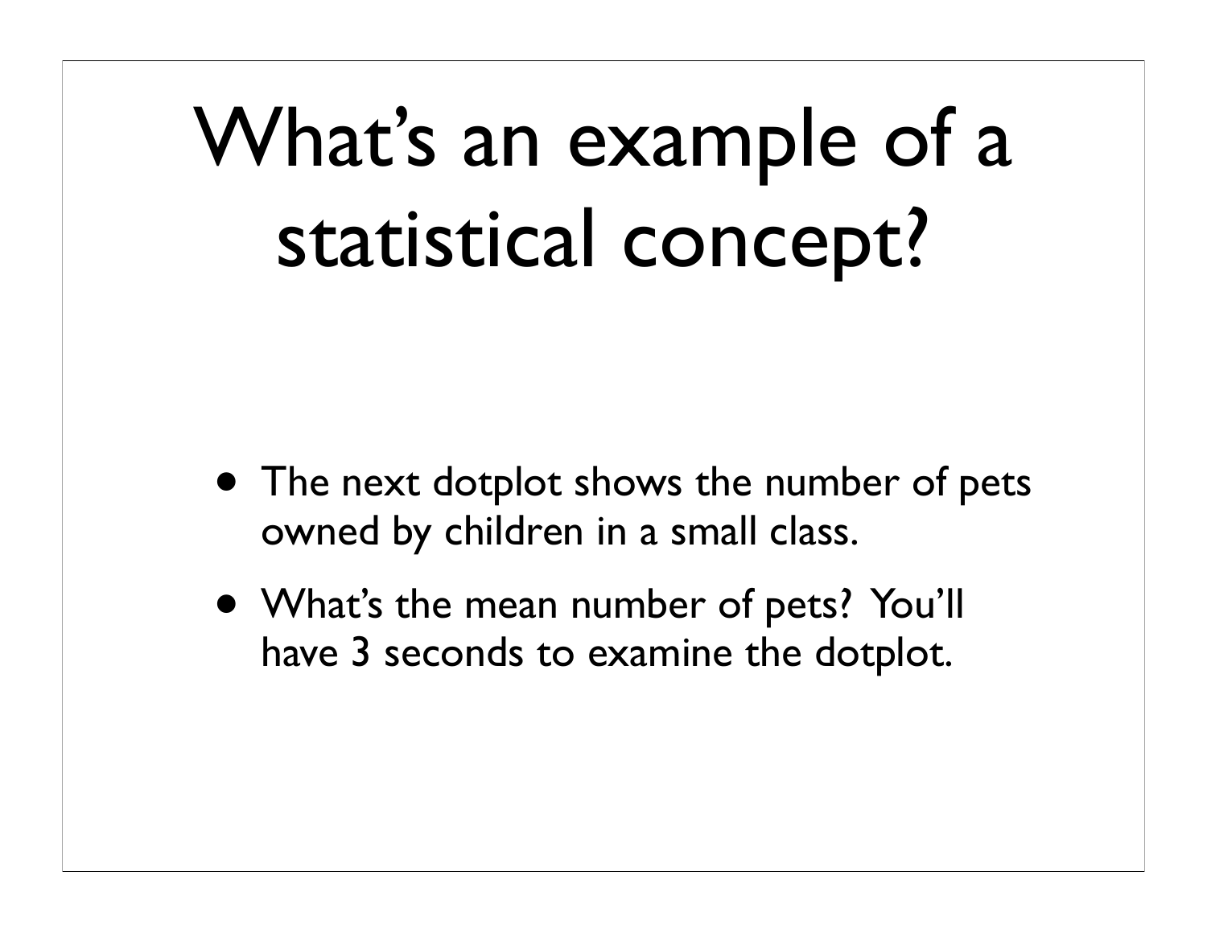# What's an example of a statistical concept?

- The next dotplot shows the number of pets owned by children in a small class.
- What's the mean number of pets? You'll have 3 seconds to examine the dotplot.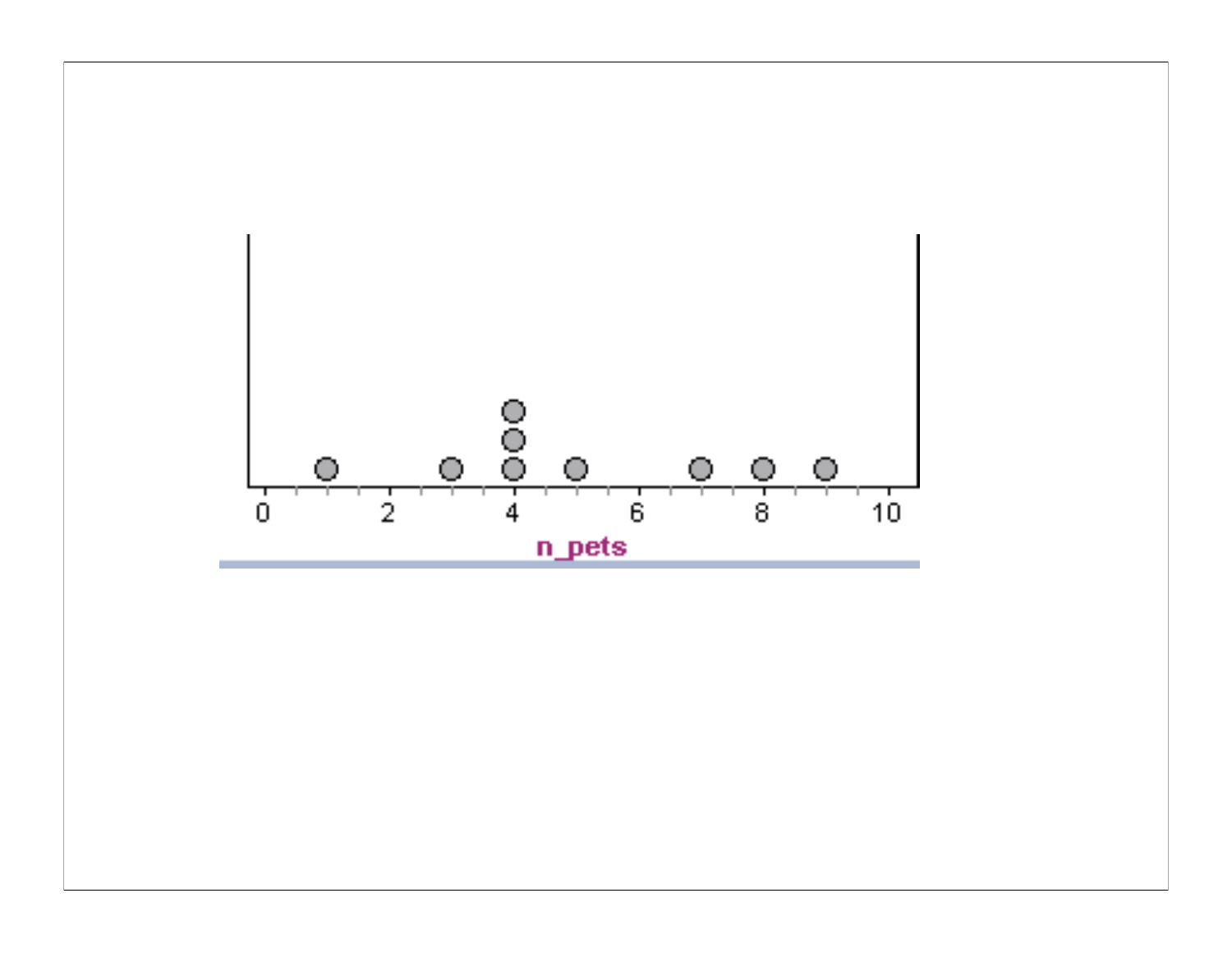0 2 4 6 8 10

n_pets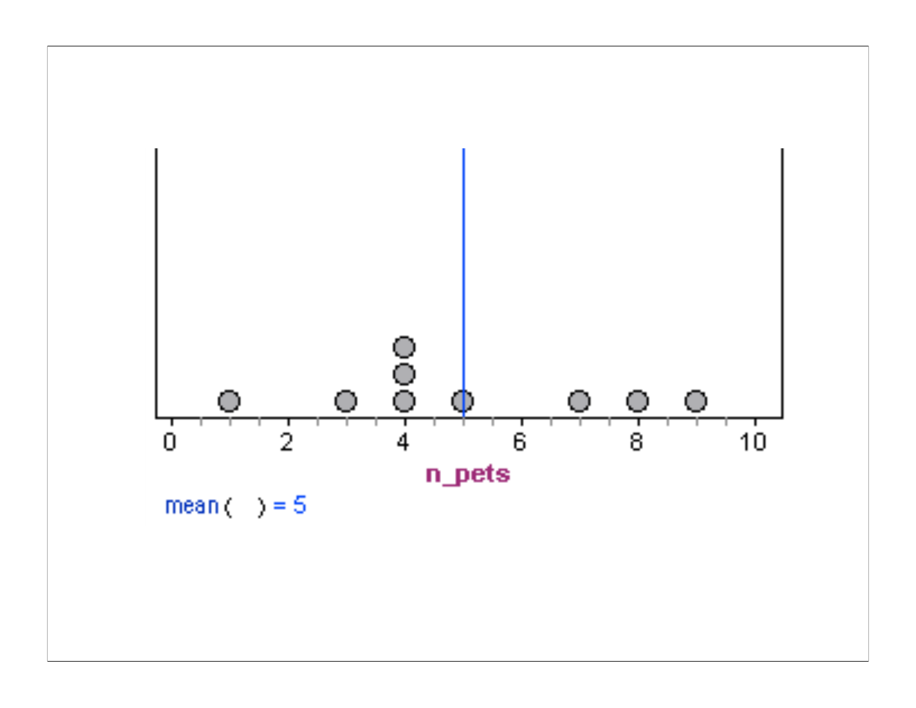n_pets

mean( ) = 5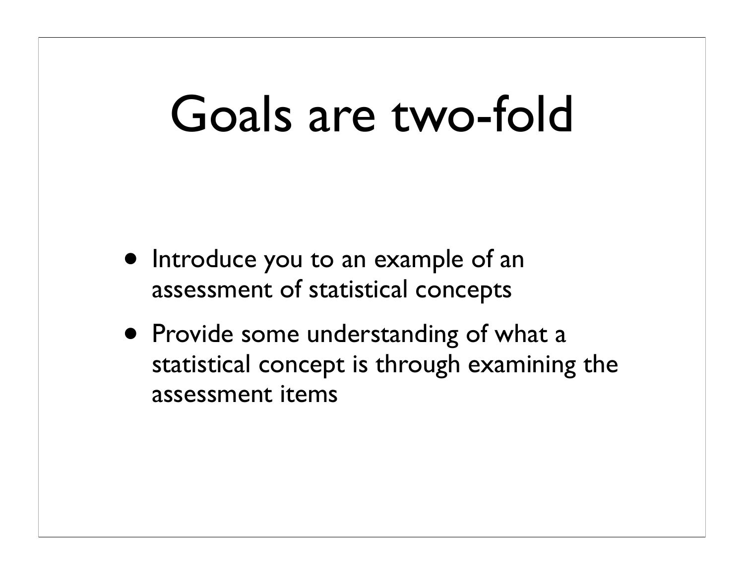# Goals are two-fold

- Introduce you to an example of an assessment of statistical concepts
- Provide some understanding of what a statistical concept is through examining the assessment items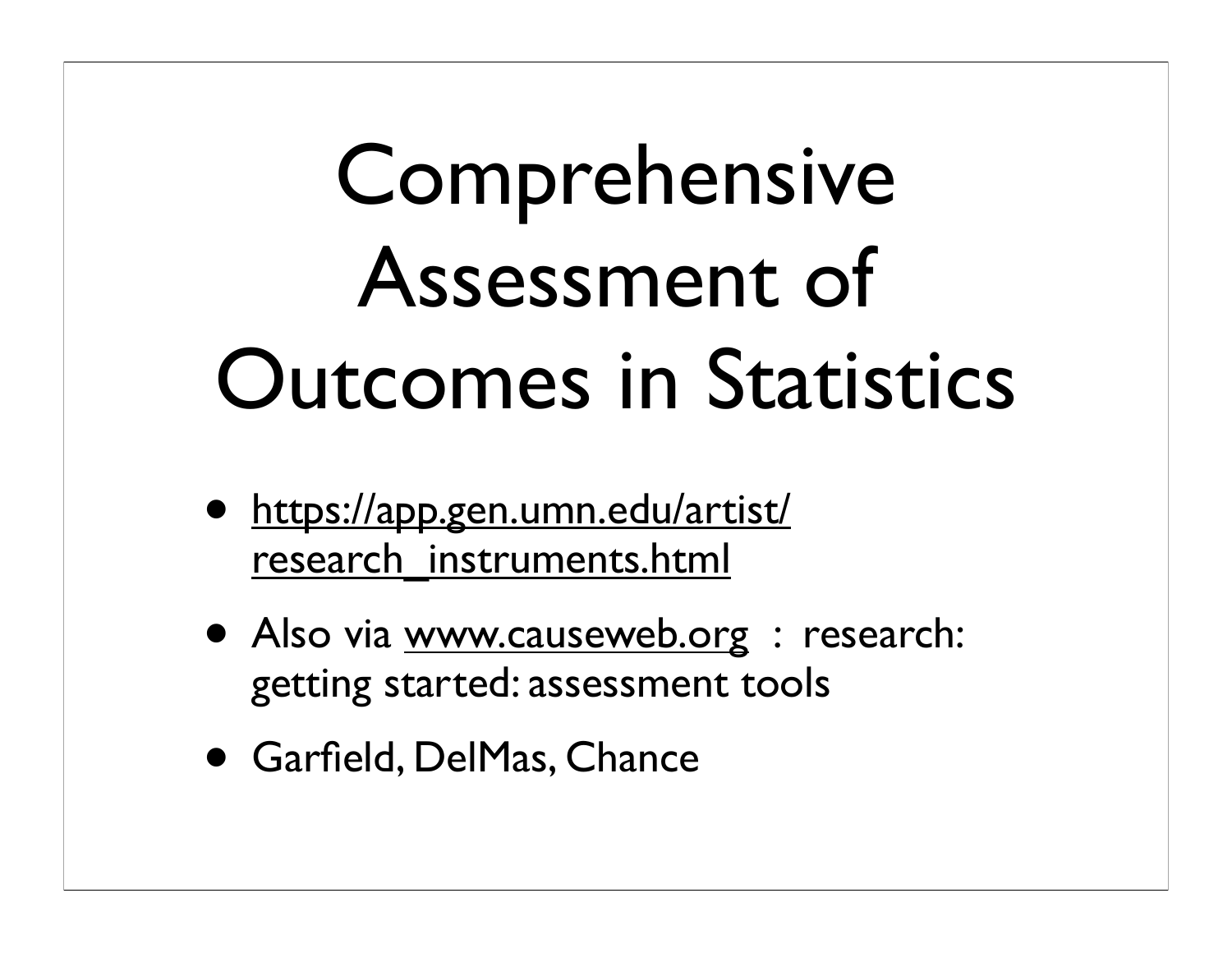# Comprehensive Assessment of Outcomes in Statistics

- https://app.gen.umn.edu/artist/research_instruments.html
- Also via www.causeweb.org : research: getting started: assessment tools
- Garfield, DelMas, Chance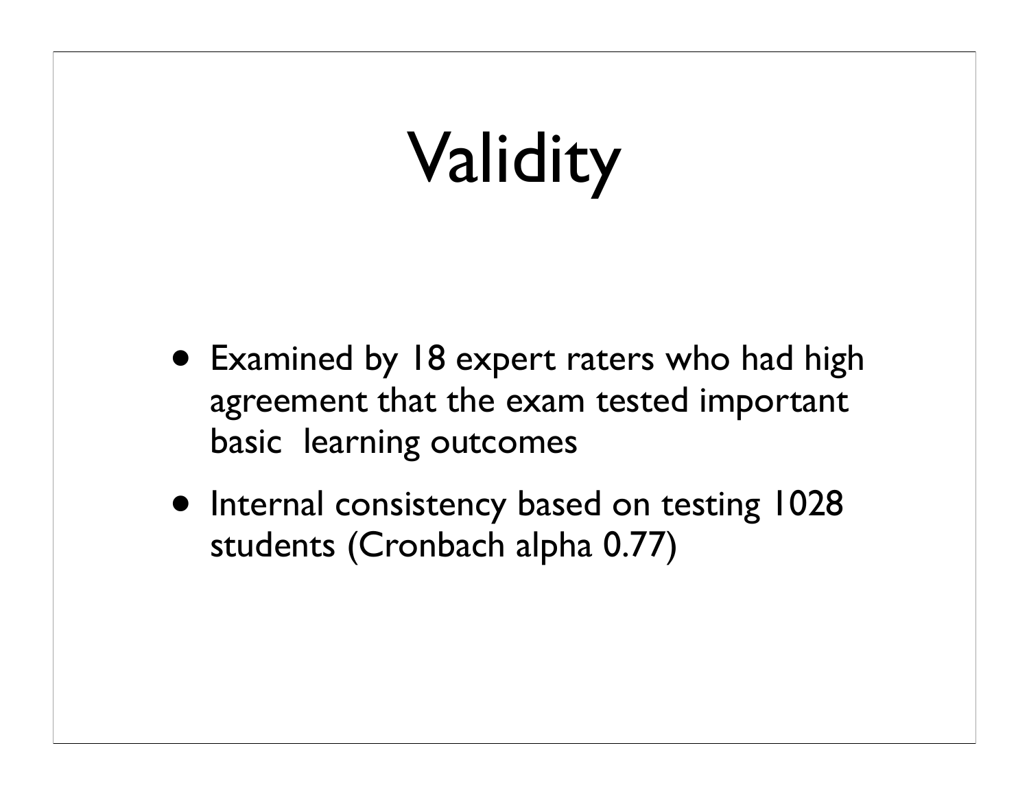# Validity

- Examined by 18 expert raters who had high agreement that the exam tested important basic learning outcomes
- Internal consistency based on testing 1028 students (Cronbach alpha 0.77)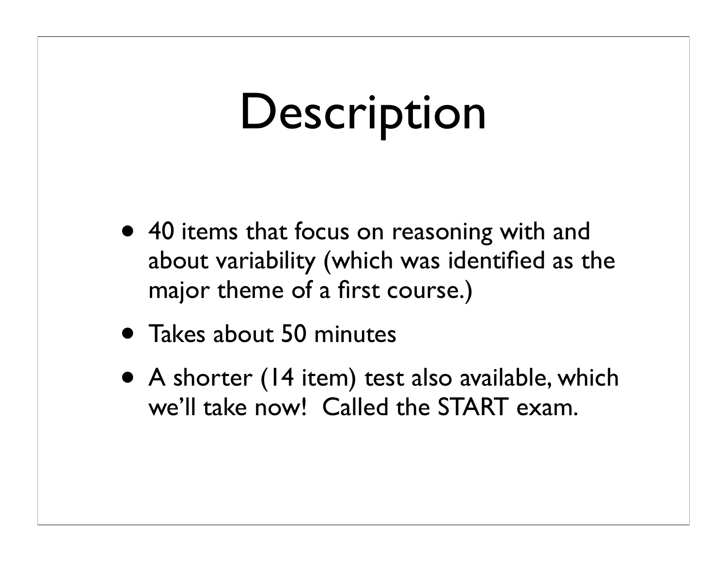# Description

- 40 items that focus on reasoning with and about variability (which was identified as the major theme of a first course.)
- Takes about 50 minutes
- A shorter (14 item) test also available, which we'll take now! Called the START exam.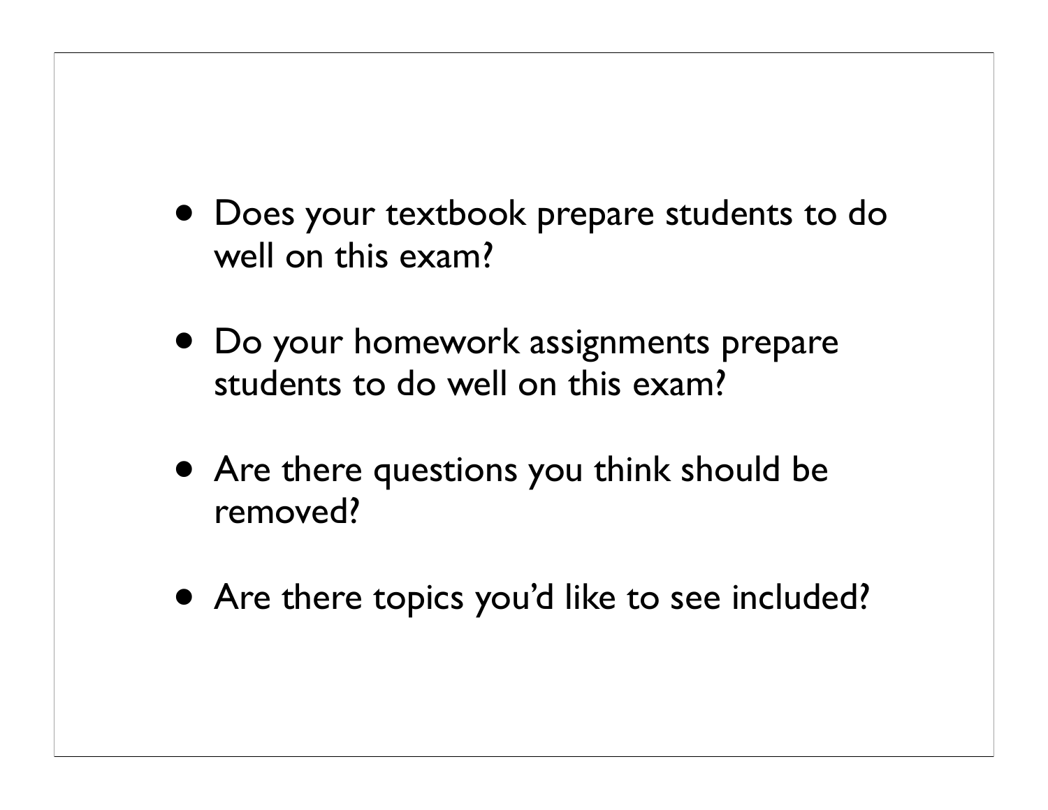- Does your textbook prepare students to do well on this exam?
- Do your homework assignments prepare students to do well on this exam?
- Are there questions you think should be removed?
- Are there topics you'd like to see included?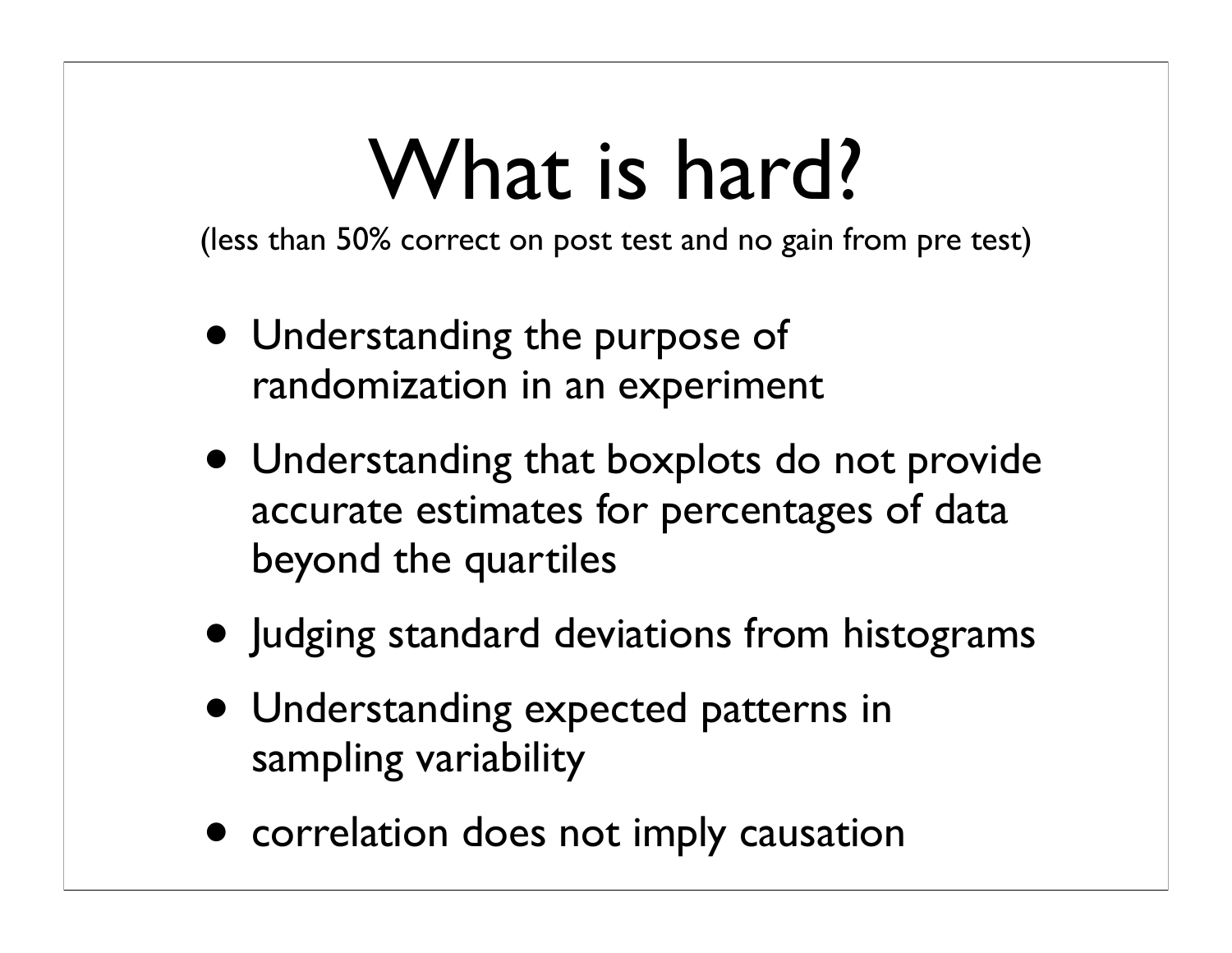# What is hard?

(less than 50% correct on post test and no gain from pre test)

- Understanding the purpose of randomization in an experiment
- Understanding that boxplots do not provide accurate estimates for percentages of data beyond the quartiles
- Judging standard deviations from histograms
- Understanding expected patterns in sampling variability
- correlation does not imply causation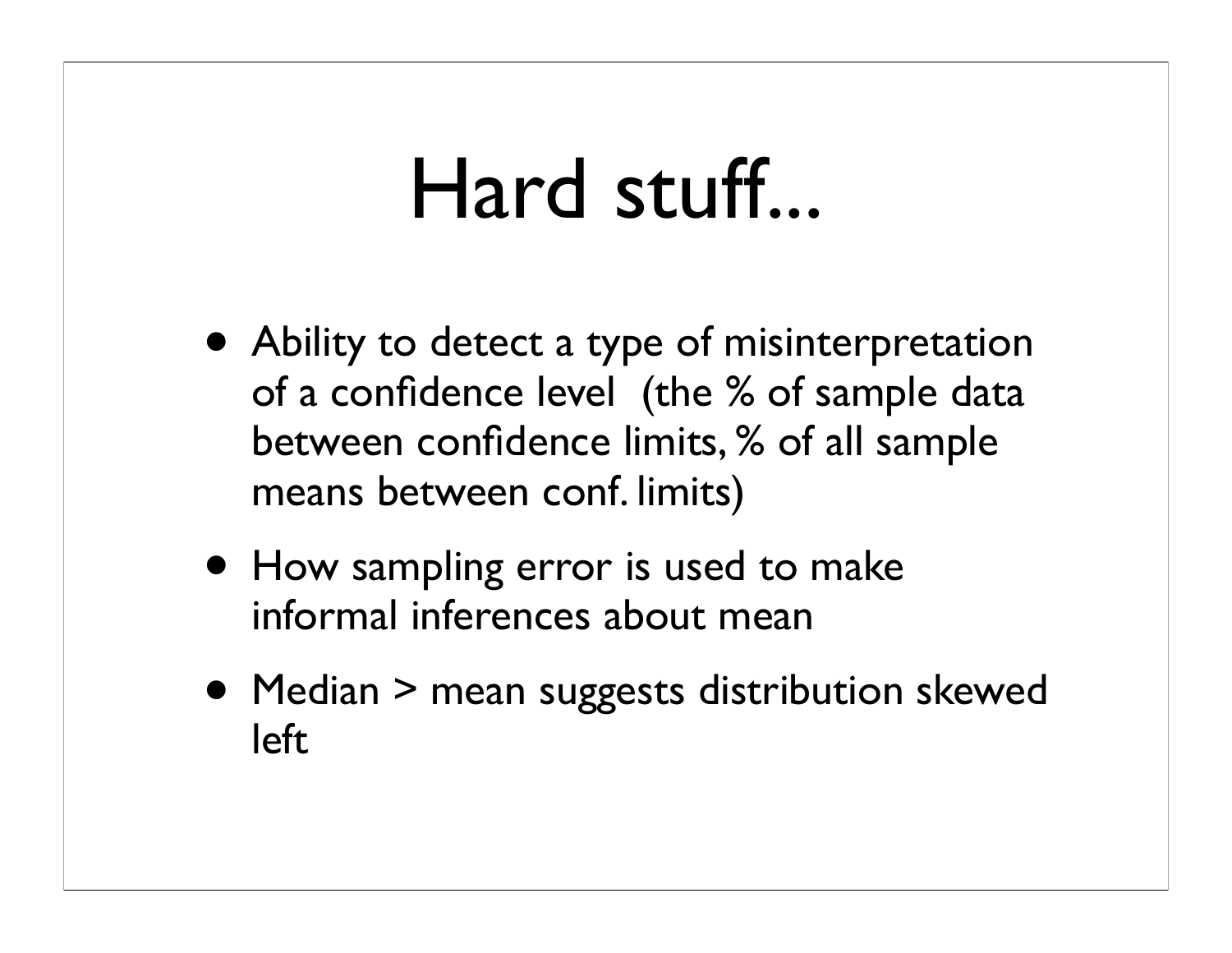# Hard stuff...

- Ability to detect a type of misinterpretation of a confidence level (the % of sample data between confidence limits, % of all sample means between conf. limits)
- How sampling error is used to make informal inferences about mean
- Median > mean suggests distribution skewed left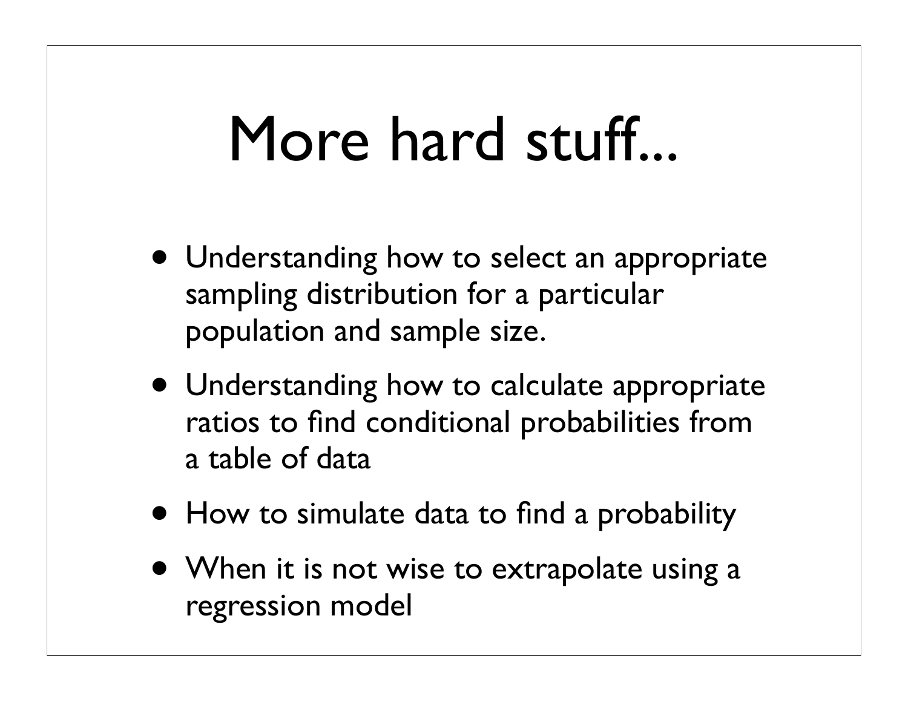# More hard stuff...

- Understanding how to select an appropriate sampling distribution for a particular population and sample size.
- Understanding how to calculate appropriate ratios to find conditional probabilities from a table of data
- How to simulate data to find a probability
- When it is not wise to extrapolate using a regression model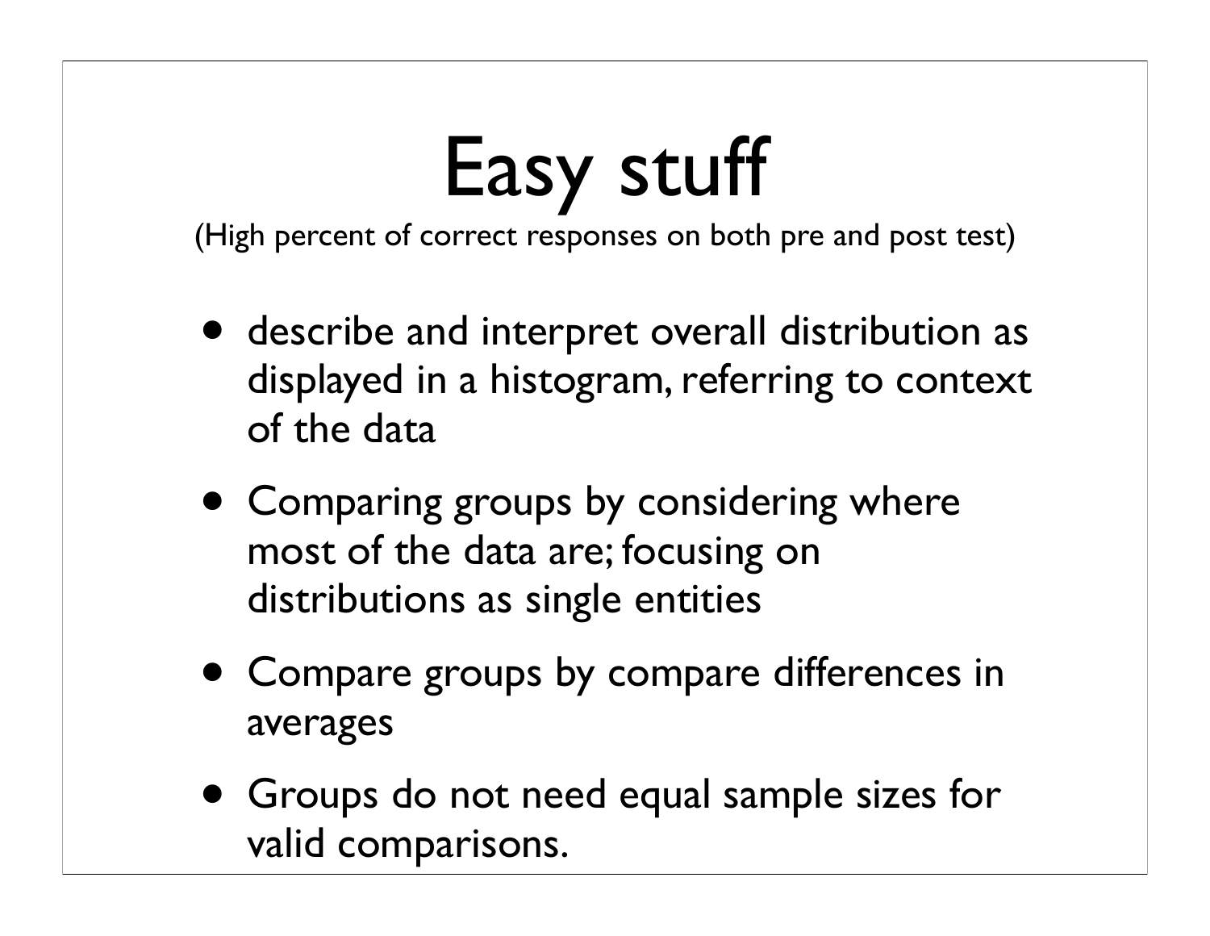# Easy stuff

(High percent of correct responses on both pre and post test)

- describe and interpret overall distribution as displayed in a histogram, referring to context of the data
- Comparing groups by considering where most of the data are; focusing on distributions as single entities
- Compare groups by compare differences in averages
- Groups do not need equal sample sizes for valid comparisons.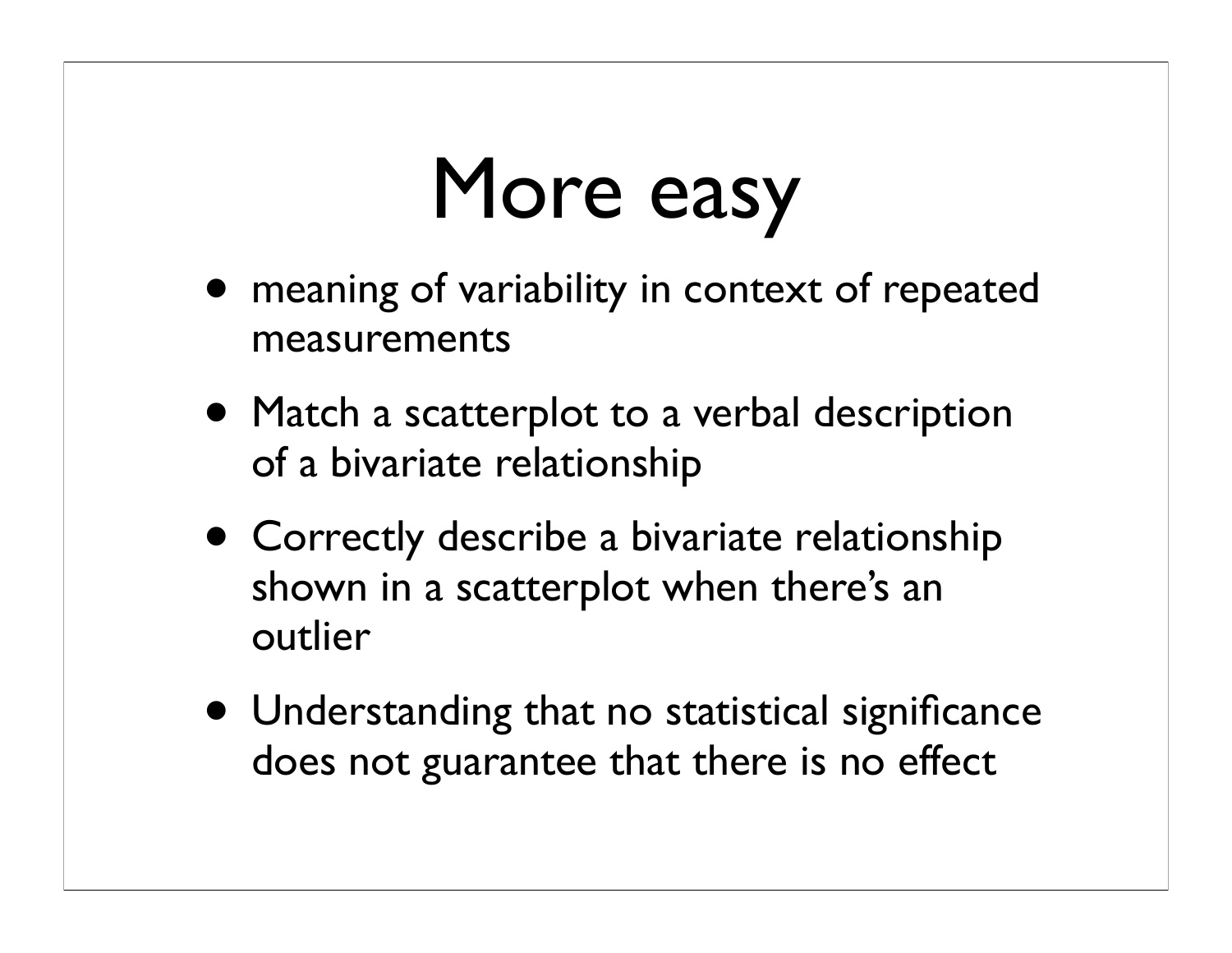# More easy

- meaning of variability in context of repeated measurements
- Match a scatterplot to a verbal description of a bivariate relationship
- Correctly describe a bivariate relationship shown in a scatterplot when there's an outlier
- Understanding that no statistical significance does not guarantee that there is no effect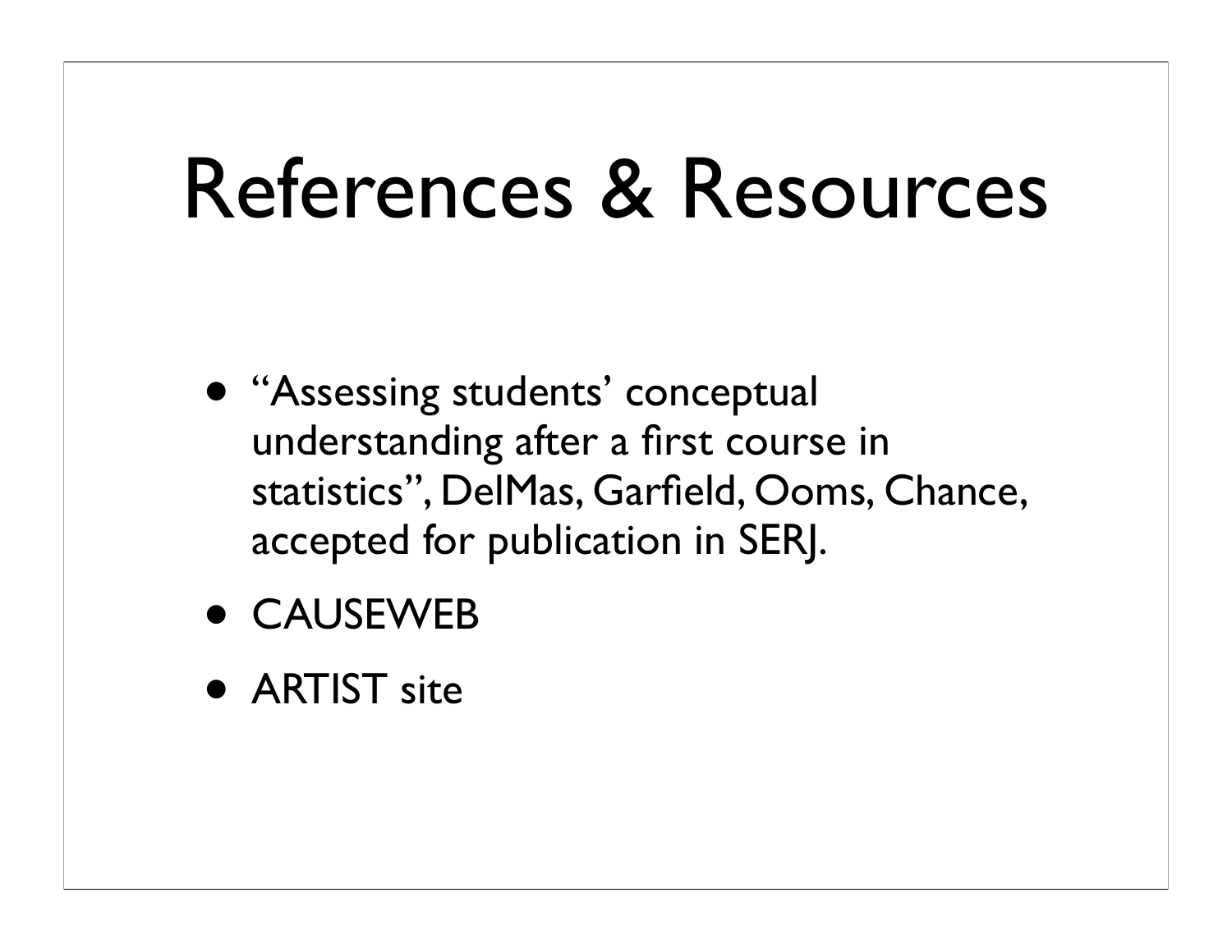# References & Resources

- "Assessing students' conceptual understanding after a first course in statistics", DelMas, Garfield, Ooms, Chance, accepted for publication in SERJ.
- CAUSEWEB
- ARTIST site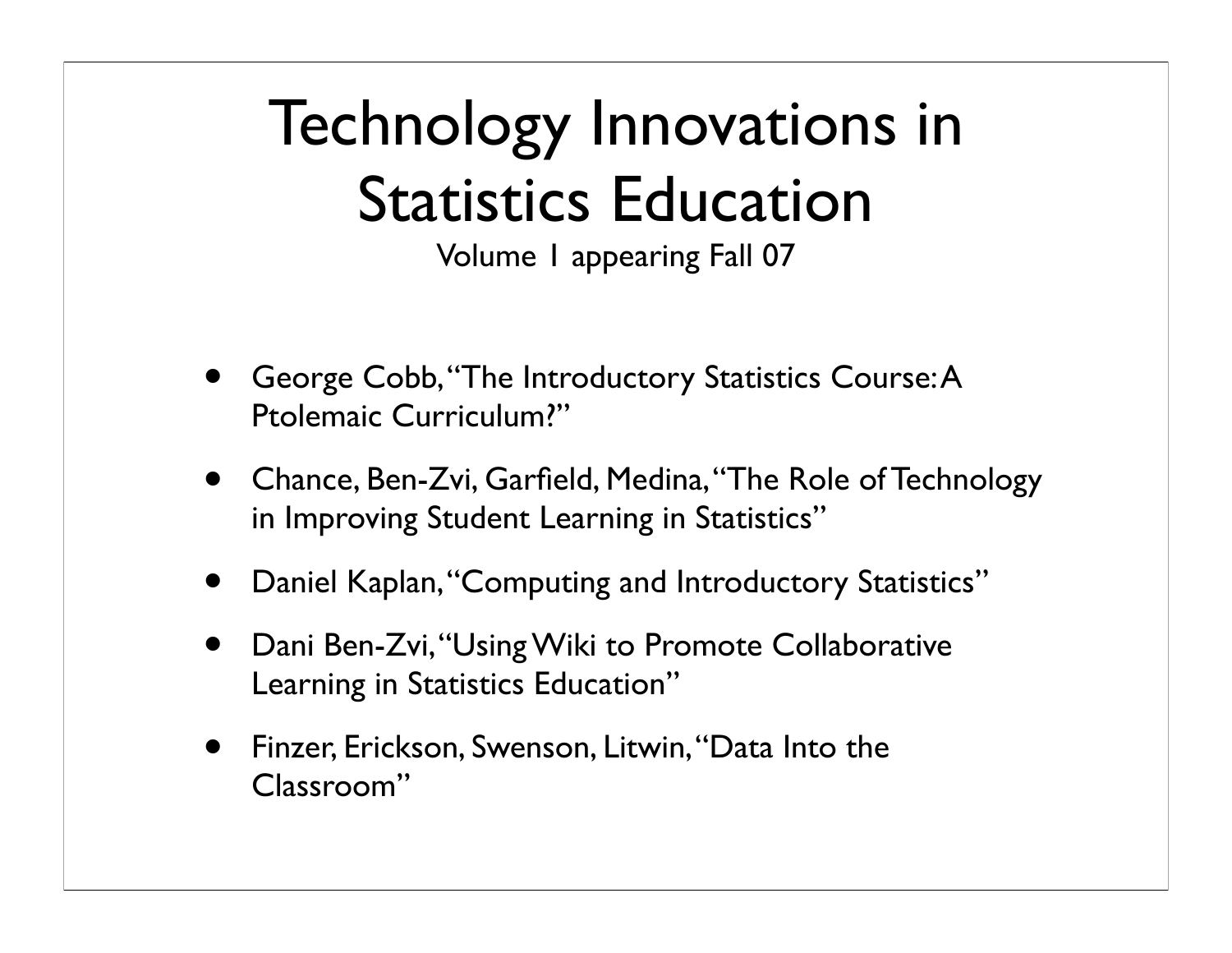# Technology Innovations in Statistics Education

Volume 1 appearing Fall 07

- George Cobb, "The Introductory Statistics Course: A Ptolemaic Curriculum?"
- Chance, Ben-Zvi, Garfield, Medina, "The Role of Technology in Improving Student Learning in Statistics"
- Daniel Kaplan, "Computing and Introductory Statistics"
- Dani Ben-Zvi, "Using Wiki to Promote Collaborative Learning in Statistics Education"
- Finzer, Erickson, Swenson, Litwin, "Data Into the Classroom"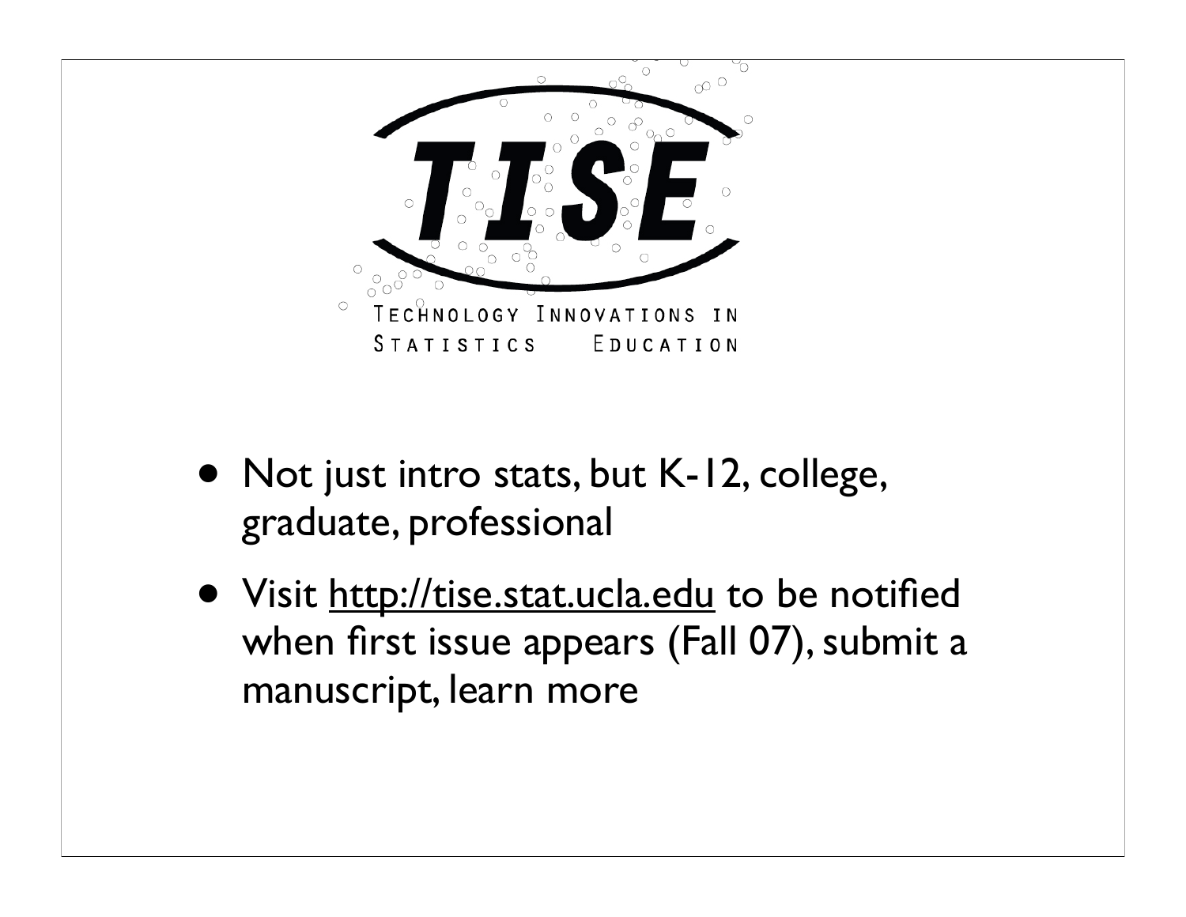TISE

Technology Innovations in Statistics Education

- Not just intro stats, but K-12, college, graduate, professional
- Visit http://tise.stat.ucla.edu to be notified when first issue appears (Fall 07), submit a manuscript, learn more